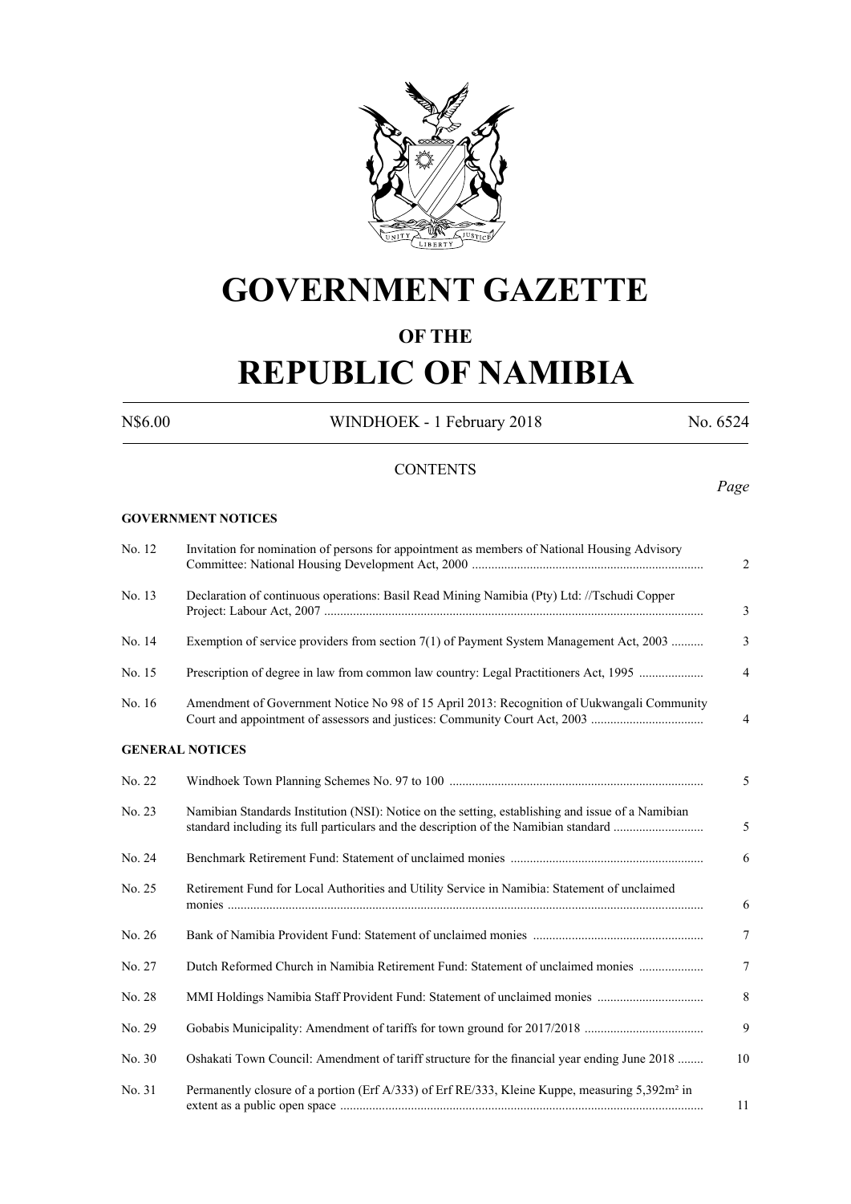# GOVERNMENT GAZETTE

## OF THE

# REPUBLIC OF NAMIBIA

N$6.00 WINDHOEK - 1 February 2018 No. 6524

### CONTENTS

*Page*

**GOVERNMENT NOTICES**

| | | Page |
|---|---|---|
| No. 12 | Invitation for nomination of persons for appointment as members of National Housing Advisory Committee: National Housing Development Act, 2000 | 2 |
| No. 13 | Declaration of continuous operations: Basil Read Mining Namibia (Pty) Ltd: //Tschudi Copper Project: Labour Act, 2007 | 3 |
| No. 14 | Exemption of service providers from section 7(1) of Payment System Management Act, 2003 | 3 |
| No. 15 | Prescription of degree in law from common law country: Legal Practitioners Act, 1995 | 4 |
| No. 16 | Amendment of Government Notice No 98 of 15 April 2013: Recognition of Uukwangali Community Court and appointment of assessors and justices: Community Court Act, 2003 | 4 |

**GENERAL NOTICES**

| | | Page |
|---|---|---|
| No. 22 | Windhoek Town Planning Schemes No. 97 to 100 | 5 |
| No. 23 | Namibian Standards Institution (NSI): Notice on the setting, establishing and issue of a Namibian standard including its full particulars and the description of the Namibian standard | 5 |
| No. 24 | Benchmark Retirement Fund: Statement of unclaimed monies | 6 |
| No. 25 | Retirement Fund for Local Authorities and Utility Service in Namibia: Statement of unclaimed monies | 6 |
| No. 26 | Bank of Namibia Provident Fund: Statement of unclaimed monies | 7 |
| No. 27 | Dutch Reformed Church in Namibia Retirement Fund: Statement of unclaimed monies | 7 |
| No. 28 | MMI Holdings Namibia Staff Provident Fund: Statement of unclaimed monies | 8 |
| No. 29 | Gobabis Municipality: Amendment of tariffs for town ground for 2017/2018 | 9 |
| No. 30 | Oshakati Town Council: Amendment of tariff structure for the financial year ending June 2018 | 10 |
| No. 31 | Permanently closure of a portion (Erf A/333) of Erf RE/333, Kleine Kuppe, measuring 5,392m² in extent as a public open space | 11 |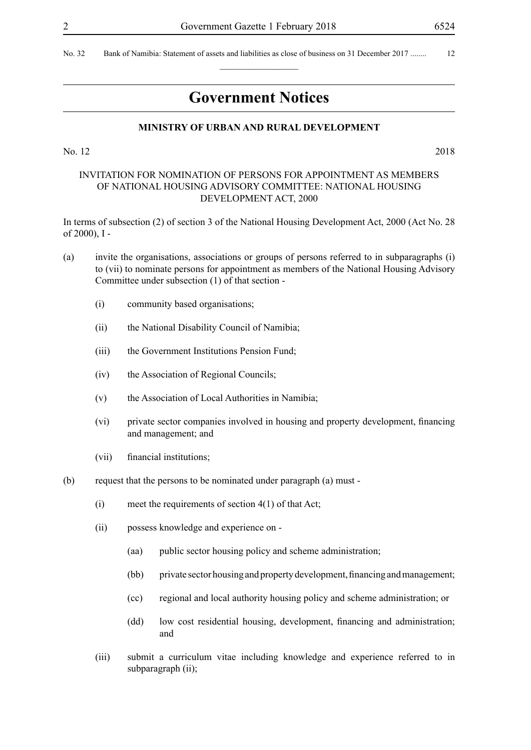No. 32 Bank of Namibia: Statement of assets and liabilities as close of business on 31 December 2017 ........ 12

# Government Notices

**MINISTRY OF URBAN AND RURAL DEVELOPMENT**

No. 12 2018

INVITATION FOR NOMINATION OF PERSONS FOR APPOINTMENT AS MEMBERS OF NATIONAL HOUSING ADVISORY COMMITTEE: NATIONAL HOUSING DEVELOPMENT ACT, 2000

In terms of subsection (2) of section 3 of the National Housing Development Act, 2000 (Act No. 28 of 2000), I -

(a) invite the organisations, associations or groups of persons referred to in subparagraphs (i) to (vii) to nominate persons for appointment as members of the National Housing Advisory Committee under subsection (1) of that section -

(i) community based organisations;

(ii) the National Disability Council of Namibia;

(iii) the Government Institutions Pension Fund;

(iv) the Association of Regional Councils;

(v) the Association of Local Authorities in Namibia;

(vi) private sector companies involved in housing and property development, financing and management; and

(vii) financial institutions;

(b) request that the persons to be nominated under paragraph (a) must -

(i) meet the requirements of section 4(1) of that Act;

(ii) possess knowledge and experience on -

(aa) public sector housing policy and scheme administration;

(bb) private sector housing and property development, financing and management;

(cc) regional and local authority housing policy and scheme administration; or

(dd) low cost residential housing, development, financing and administration; and

(iii) submit a curriculum vitae including knowledge and experience referred to in subparagraph (ii);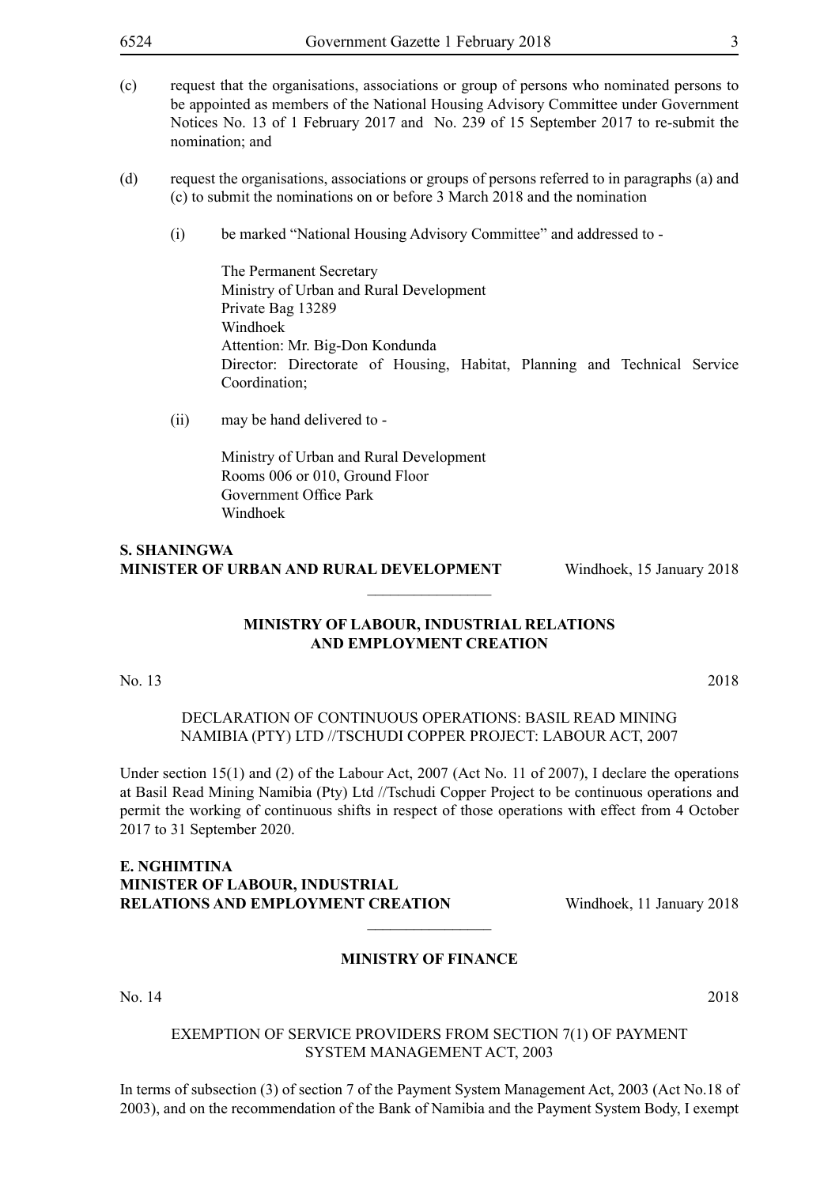(c) request that the organisations, associations or group of persons who nominated persons to be appointed as members of the National Housing Advisory Committee under Government Notices No. 13 of 1 February 2017 and No. 239 of 15 September 2017 to re-submit the nomination; and

(d) request the organisations, associations or groups of persons referred to in paragraphs (a) and (c) to submit the nominations on or before 3 March 2018 and the nomination

(i) be marked "National Housing Advisory Committee" and addressed to -

The Permanent Secretary
Ministry of Urban and Rural Development
Private Bag 13289
Windhoek
Attention: Mr. Big-Don Kondunda
Director: Directorate of Housing, Habitat, Planning and Technical Service Coordination;

(ii) may be hand delivered to -

Ministry of Urban and Rural Development
Rooms 006 or 010, Ground Floor
Government Office Park
Windhoek

**S. SHANINGWA**
**MINISTER OF URBAN AND RURAL DEVELOPMENT** Windhoek, 15 January 2018

---

**MINISTRY OF LABOUR, INDUSTRIAL RELATIONS AND EMPLOYMENT CREATION**

No. 13 2018

DECLARATION OF CONTINUOUS OPERATIONS: BASIL READ MINING NAMIBIA (PTY) LTD //TSCHUDI COPPER PROJECT: LABOUR ACT, 2007

Under section 15(1) and (2) of the Labour Act, 2007 (Act No. 11 of 2007), I declare the operations at Basil Read Mining Namibia (Pty) Ltd //Tschudi Copper Project to be continuous operations and permit the working of continuous shifts in respect of those operations with effect from 4 October 2017 to 31 September 2020.

**E. NGHIMTINA**
**MINISTER OF LABOUR, INDUSTRIAL RELATIONS AND EMPLOYMENT CREATION** Windhoek, 11 January 2018

---

**MINISTRY OF FINANCE**

No. 14 2018

EXEMPTION OF SERVICE PROVIDERS FROM SECTION 7(1) OF PAYMENT SYSTEM MANAGEMENT ACT, 2003

In terms of subsection (3) of section 7 of the Payment System Management Act, 2003 (Act No.18 of 2003), and on the recommendation of the Bank of Namibia and the Payment System Body, I exempt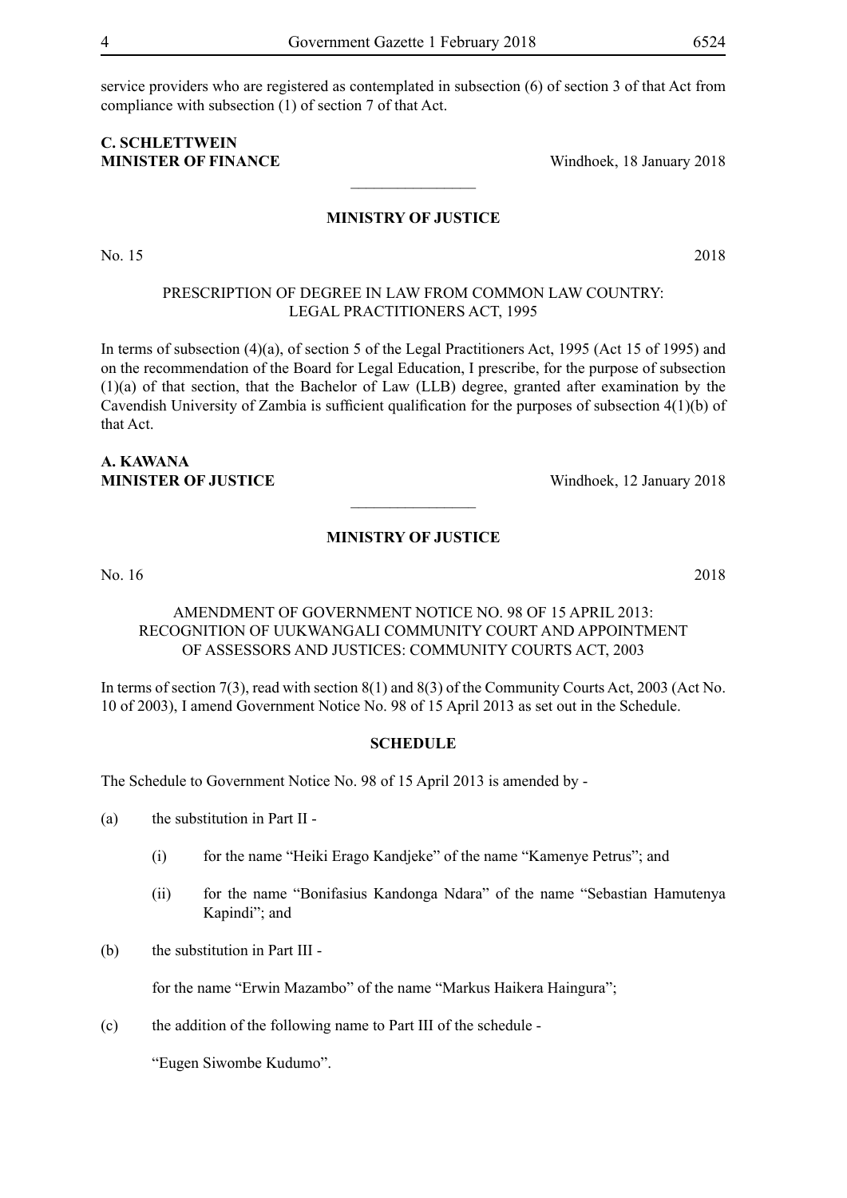service providers who are registered as contemplated in subsection (6) of section 3 of that Act from compliance with subsection (1) of section 7 of that Act.

**C. SCHLETTWEIN**
**MINISTER OF FINANCE** Windhoek, 18 January 2018

---

**MINISTRY OF JUSTICE**

No. 15 2018

PRESCRIPTION OF DEGREE IN LAW FROM COMMON LAW COUNTRY: LEGAL PRACTITIONERS ACT, 1995

In terms of subsection (4)(a), of section 5 of the Legal Practitioners Act, 1995 (Act 15 of 1995) and on the recommendation of the Board for Legal Education, I prescribe, for the purpose of subsection (1)(a) of that section, that the Bachelor of Law (LLB) degree, granted after examination by the Cavendish University of Zambia is sufficient qualification for the purposes of subsection 4(1)(b) of that Act.

**A. KAWANA**
**MINISTER OF JUSTICE** Windhoek, 12 January 2018

---

**MINISTRY OF JUSTICE**

No. 16 2018

AMENDMENT OF GOVERNMENT NOTICE NO. 98 OF 15 APRIL 2013: RECOGNITION OF UUKWANGALI COMMUNITY COURT AND APPOINTMENT OF ASSESSORS AND JUSTICES: COMMUNITY COURTS ACT, 2003

In terms of section 7(3), read with section 8(1) and 8(3) of the Community Courts Act, 2003 (Act No. 10 of 2003), I amend Government Notice No. 98 of 15 April 2013 as set out in the Schedule.

**SCHEDULE**

The Schedule to Government Notice No. 98 of 15 April 2013 is amended by -

(a) the substitution in Part II -

  (i) for the name "Heiki Erago Kandjeke" of the name "Kamenye Petrus"; and

  (ii) for the name "Bonifasius Kandonga Ndara" of the name "Sebastian Hamutenya Kapindi"; and

(b) the substitution in Part III -

  for the name "Erwin Mazambo" of the name "Markus Haikera Haingura";

(c) the addition of the following name to Part III of the schedule -

  "Eugen Siwombe Kudumo".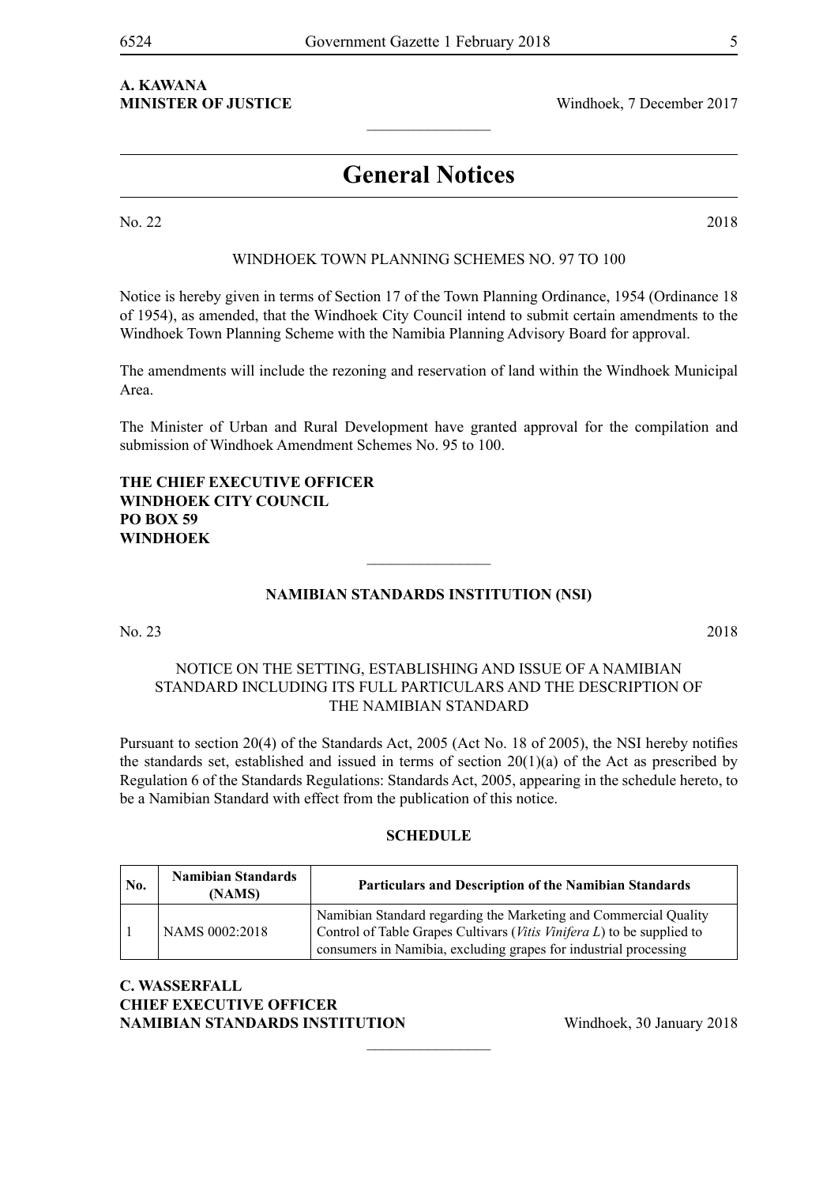**A. KAWANA**
**MINISTER OF JUSTICE** Windhoek, 7 December 2017

________________

# General Notices

No. 22 2018

WINDHOEK TOWN PLANNING SCHEMES NO. 97 TO 100

Notice is hereby given in terms of Section 17 of the Town Planning Ordinance, 1954 (Ordinance 18 of 1954), as amended, that the Windhoek City Council intend to submit certain amendments to the Windhoek Town Planning Scheme with the Namibia Planning Advisory Board for approval.

The amendments will include the rezoning and reservation of land within the Windhoek Municipal Area.

The Minister of Urban and Rural Development have granted approval for the compilation and submission of Windhoek Amendment Schemes No. 95 to 100.

**THE CHIEF EXECUTIVE OFFICER**
**WINDHOEK CITY COUNCIL**
**PO BOX 59**
**WINDHOEK**

________________

**NAMIBIAN STANDARDS INSTITUTION (NSI)**

No. 23 2018

NOTICE ON THE SETTING, ESTABLISHING AND ISSUE OF A NAMIBIAN STANDARD INCLUDING ITS FULL PARTICULARS AND THE DESCRIPTION OF THE NAMIBIAN STANDARD

Pursuant to section 20(4) of the Standards Act, 2005 (Act No. 18 of 2005), the NSI hereby notifies the standards set, established and issued in terms of section 20(1)(a) of the Act as prescribed by Regulation 6 of the Standards Regulations: Standards Act, 2005, appearing in the schedule hereto, to be a Namibian Standard with effect from the publication of this notice.

**SCHEDULE**

| No. | Namibian Standards (NAMS) | Particulars and Description of the Namibian Standards |
|---|---|---|
| 1 | NAMS 0002:2018 | Namibian Standard regarding the Marketing and Commercial Quality Control of Table Grapes Cultivars (*Vitis Vinifera L*) to be supplied to consumers in Namibia, excluding grapes for industrial processing |

**C. WASSERFALL**
**CHIEF EXECUTIVE OFFICER**
**NAMIBIAN STANDARDS INSTITUTION** Windhoek, 30 January 2018

________________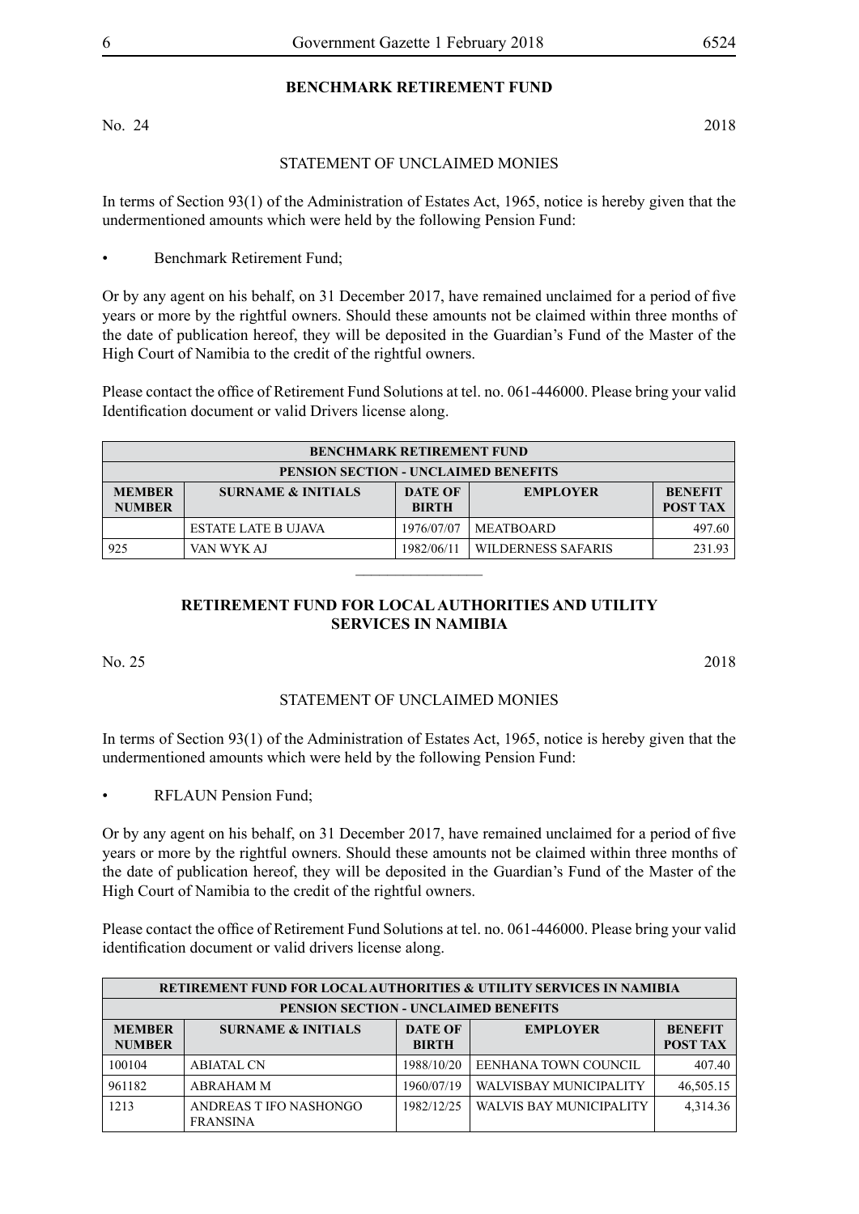## BENCHMARK RETIREMENT FUND

No. 24 2018

STATEMENT OF UNCLAIMED MONIES

In terms of Section 93(1) of the Administration of Estates Act, 1965, notice is hereby given that the undermentioned amounts which were held by the following Pension Fund:

- Benchmark Retirement Fund;

Or by any agent on his behalf, on 31 December 2017, have remained unclaimed for a period of five years or more by the rightful owners. Should these amounts not be claimed within three months of the date of publication hereof, they will be deposited in the Guardian's Fund of the Master of the High Court of Namibia to the credit of the rightful owners.

Please contact the office of Retirement Fund Solutions at tel. no. 061-446000. Please bring your valid Identification document or valid Drivers license along.

| BENCHMARK RETIREMENT FUND | | | | |
|---|---|---|---|---|
| **PENSION SECTION - UNCLAIMED BENEFITS** | | | | |
| **MEMBER NUMBER** | **SURNAME & INITIALS** | **DATE OF BIRTH** | **EMPLOYER** | **BENEFIT POST TAX** |
| | ESTATE LATE B UJAVA | 1976/07/07 | MEATBOARD | 497.60 |
| 925 | VAN WYK AJ | 1982/06/11 | WILDERNESS SAFARIS | 231.93 |

________________

## RETIREMENT FUND FOR LOCAL AUTHORITIES AND UTILITY SERVICES IN NAMIBIA

No. 25 2018

STATEMENT OF UNCLAIMED MONIES

In terms of Section 93(1) of the Administration of Estates Act, 1965, notice is hereby given that the undermentioned amounts which were held by the following Pension Fund:

- RFLAUN Pension Fund;

Or by any agent on his behalf, on 31 December 2017, have remained unclaimed for a period of five years or more by the rightful owners. Should these amounts not be claimed within three months of the date of publication hereof, they will be deposited in the Guardian's Fund of the Master of the High Court of Namibia to the credit of the rightful owners.

Please contact the office of Retirement Fund Solutions at tel. no. 061-446000. Please bring your valid identification document or valid drivers license along.

| RETIREMENT FUND FOR LOCAL AUTHORITIES & UTILITY SERVICES IN NAMIBIA | | | | |
|---|---|---|---|---|
| **PENSION SECTION - UNCLAIMED BENEFITS** | | | | |
| **MEMBER NUMBER** | **SURNAME & INITIALS** | **DATE OF BIRTH** | **EMPLOYER** | **BENEFIT POST TAX** |
| 100104 | ABIATAL CN | 1988/10/20 | EENHANA TOWN COUNCIL | 407.40 |
| 961182 | ABRAHAM M | 1960/07/19 | WALVISBAY MUNICIPALITY | 46,505.15 |
| 1213 | ANDREAS T IFO NASHONGO FRANSINA | 1982/12/25 | WALVIS BAY MUNICIPALITY | 4,314.36 |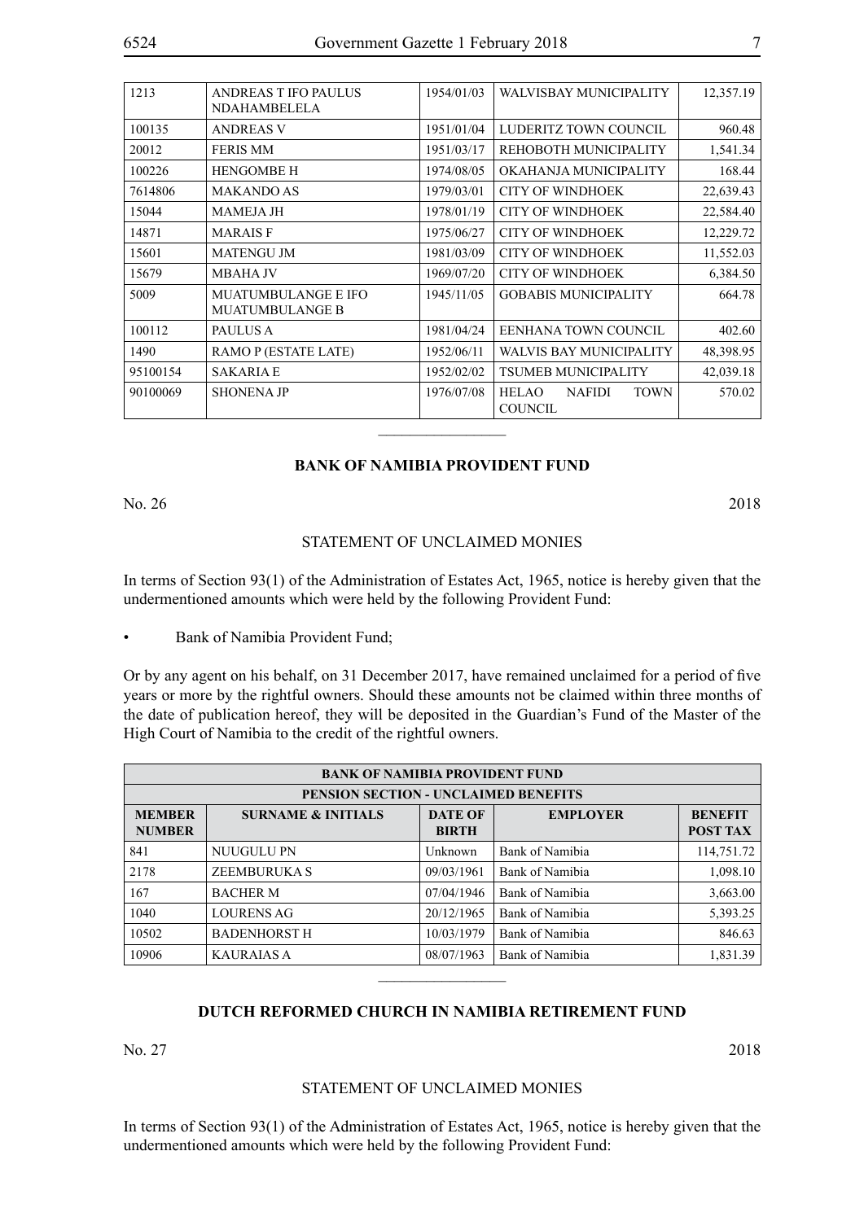| | | | | |
|---|---|---|---|---|
| 1213 | ANDREAS T IFO PAULUS NDAHAMBELELA | 1954/01/03 | WALVISBAY MUNICIPALITY | 12,357.19 |
| 100135 | ANDREAS V | 1951/01/04 | LUDERITZ TOWN COUNCIL | 960.48 |
| 20012 | FERIS MM | 1951/03/17 | REHOBOTH MUNICIPALITY | 1,541.34 |
| 100226 | HENGOMBE H | 1974/08/05 | OKAHANJA MUNICIPALITY | 168.44 |
| 7614806 | MAKANDO AS | 1979/03/01 | CITY OF WINDHOEK | 22,639.43 |
| 15044 | MAMEJA JH | 1978/01/19 | CITY OF WINDHOEK | 22,584.40 |
| 14871 | MARAIS F | 1975/06/27 | CITY OF WINDHOEK | 12,229.72 |
| 15601 | MATENGU JM | 1981/03/09 | CITY OF WINDHOEK | 11,552.03 |
| 15679 | MBAHA JV | 1969/07/20 | CITY OF WINDHOEK | 6,384.50 |
| 5009 | MUATUMBULANGE E IFO MUATUMBULANGE B | 1945/11/05 | GOBABIS MUNICIPALITY | 664.78 |
| 100112 | PAULUS A | 1981/04/24 | EENHANA TOWN COUNCIL | 402.60 |
| 1490 | RAMO P (ESTATE LATE) | 1952/06/11 | WALVIS BAY MUNICIPALITY | 48,398.95 |
| 95100154 | SAKARIA E | 1952/02/02 | TSUMEB MUNICIPALITY | 42,039.18 |
| 90100069 | SHONENA JP | 1976/07/08 | HELAO NAFIDI TOWN COUNCIL | 570.02 |

## BANK OF NAMIBIA PROVIDENT FUND

No. 26 2018

STATEMENT OF UNCLAIMED MONIES

In terms of Section 93(1) of the Administration of Estates Act, 1965, notice is hereby given that the undermentioned amounts which were held by the following Provident Fund:

- Bank of Namibia Provident Fund;

Or by any agent on his behalf, on 31 December 2017, have remained unclaimed for a period of five years or more by the rightful owners. Should these amounts not be claimed within three months of the date of publication hereof, they will be deposited in the Guardian's Fund of the Master of the High Court of Namibia to the credit of the rightful owners.

| BANK OF NAMIBIA PROVIDENT FUND | | | | |
|---|---|---|---|---|
| PENSION SECTION - UNCLAIMED BENEFITS | | | | |
| MEMBER NUMBER | SURNAME & INITIALS | DATE OF BIRTH | EMPLOYER | BENEFIT POST TAX |
| 841 | NUUGULU PN | Unknown | Bank of Namibia | 114,751.72 |
| 2178 | ZEEMBURUKA S | 09/03/1961 | Bank of Namibia | 1,098.10 |
| 167 | BACHER M | 07/04/1946 | Bank of Namibia | 3,663.00 |
| 1040 | LOURENS AG | 20/12/1965 | Bank of Namibia | 5,393.25 |
| 10502 | BADENHORST H | 10/03/1979 | Bank of Namibia | 846.63 |
| 10906 | KAURAIAS A | 08/07/1963 | Bank of Namibia | 1,831.39 |

## DUTCH REFORMED CHURCH IN NAMIBIA RETIREMENT FUND

No. 27 2018

STATEMENT OF UNCLAIMED MONIES

In terms of Section 93(1) of the Administration of Estates Act, 1965, notice is hereby given that the undermentioned amounts which were held by the following Provident Fund: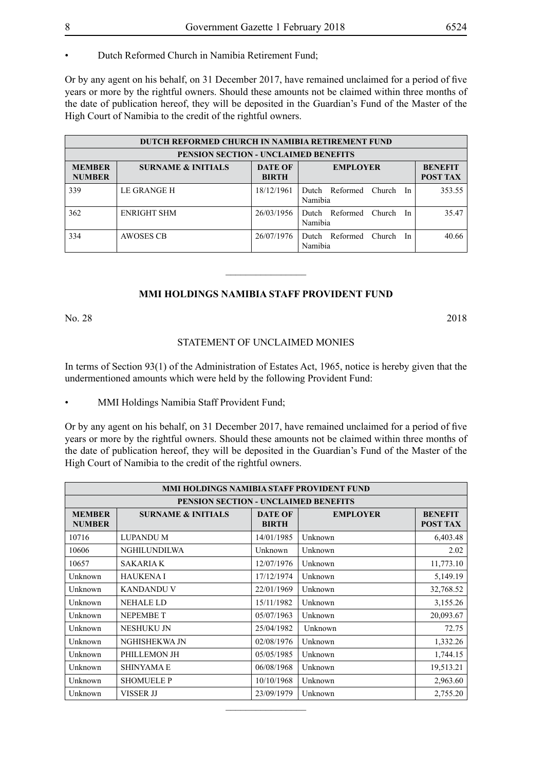- Dutch Reformed Church in Namibia Retirement Fund;

Or by any agent on his behalf, on 31 December 2017, have remained unclaimed for a period of five years or more by the rightful owners. Should these amounts not be claimed within three months of the date of publication hereof, they will be deposited in the Guardian's Fund of the Master of the High Court of Namibia to the credit of the rightful owners.

| DUTCH REFORMED CHURCH IN NAMIBIA RETIREMENT FUND | | | | |
|---|---|---|---|---|
| PENSION SECTION - UNCLAIMED BENEFITS | | | | |
| **MEMBER NUMBER** | **SURNAME & INITIALS** | **DATE OF BIRTH** | **EMPLOYER** | **BENEFIT POST TAX** |
| 339 | LE GRANGE H | 18/12/1961 | Dutch Reformed Church In Namibia | 353.55 |
| 362 | ENRIGHT SHM | 26/03/1956 | Dutch Reformed Church In Namibia | 35.47 |
| 334 | AWOSES CB | 26/07/1976 | Dutch Reformed Church In Namibia | 40.66 |

---

## MMI HOLDINGS NAMIBIA STAFF PROVIDENT FUND

No. 28 2018

STATEMENT OF UNCLAIMED MONIES

In terms of Section 93(1) of the Administration of Estates Act, 1965, notice is hereby given that the undermentioned amounts which were held by the following Provident Fund:

- MMI Holdings Namibia Staff Provident Fund;

Or by any agent on his behalf, on 31 December 2017, have remained unclaimed for a period of five years or more by the rightful owners. Should these amounts not be claimed within three months of the date of publication hereof, they will be deposited in the Guardian's Fund of the Master of the High Court of Namibia to the credit of the rightful owners.

| MMI HOLDINGS NAMIBIA STAFF PROVIDENT FUND | | | | |
|---|---|---|---|---|
| PENSION SECTION - UNCLAIMED BENEFITS | | | | |
| **MEMBER NUMBER** | **SURNAME & INITIALS** | **DATE OF BIRTH** | **EMPLOYER** | **BENEFIT POST TAX** |
| 10716 | LUPANDU M | 14/01/1985 | Unknown | 6,403.48 |
| 10606 | NGHILUNDILWA | Unknown | Unknown | 2.02 |
| 10657 | SAKARIA K | 12/07/1976 | Unknown | 11,773.10 |
| Unknown | HAUKENA I | 17/12/1974 | Unknown | 5,149.19 |
| Unknown | KANDANDU V | 22/01/1969 | Unknown | 32,768.52 |
| Unknown | NEHALE LD | 15/11/1982 | Unknown | 3,155.26 |
| Unknown | NEPEMBE T | 05/07/1963 | Unknown | 20,093.67 |
| Unknown | NESHUKU JN | 25/04/1982 | Unknown | 72.75 |
| Unknown | NGHISHEKWA JN | 02/08/1976 | Unknown | 1,332.26 |
| Unknown | PHILLEMON JH | 05/05/1985 | Unknown | 1,744.15 |
| Unknown | SHINYAMA E | 06/08/1968 | Unknown | 19,513.21 |
| Unknown | SHOMUELE P | 10/10/1968 | Unknown | 2,963.60 |
| Unknown | VISSER JJ | 23/09/1979 | Unknown | 2,755.20 |

---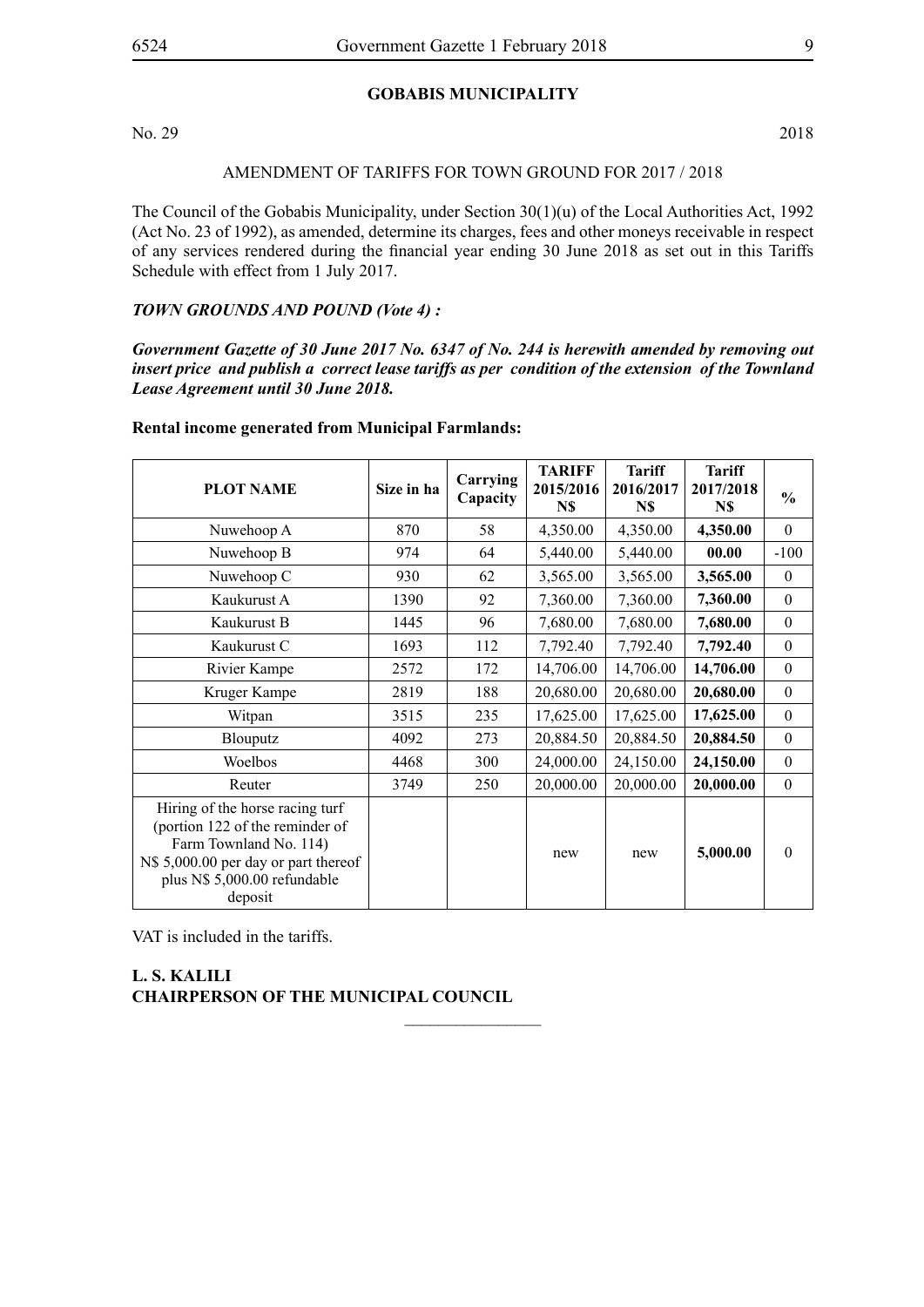## GOBABIS MUNICIPALITY

No. 29 2018

AMENDMENT OF TARIFFS FOR TOWN GROUND FOR 2017 / 2018

The Council of the Gobabis Municipality, under Section 30(1)(u) of the Local Authorities Act, 1992 (Act No. 23 of 1992), as amended, determine its charges, fees and other moneys receivable in respect of any services rendered during the financial year ending 30 June 2018 as set out in this Tariffs Schedule with effect from 1 July 2017.

***TOWN GROUNDS AND POUND (Vote 4) :***

***Government Gazette of 30 June 2017 No. 6347 of No. 244 is herewith amended by removing out insert price and publish a correct lease tariffs as per condition of the extension of the Townland Lease Agreement until 30 June 2018.***

**Rental income generated from Municipal Farmlands:**

| PLOT NAME | Size in ha | Carrying Capacity | TARIFF 2015/2016 N$ | Tariff 2016/2017 N$ | Tariff 2017/2018 N$ | % |
|---|---|---|---|---|---|---|
| Nuwehoop A | 870 | 58 | 4,350.00 | 4,350.00 | **4,350.00** | 0 |
| Nuwehoop B | 974 | 64 | 5,440.00 | 5,440.00 | **00.00** | -100 |
| Nuwehoop C | 930 | 62 | 3,565.00 | 3,565.00 | **3,565.00** | 0 |
| Kaukurust A | 1390 | 92 | 7,360.00 | 7,360.00 | **7,360.00** | 0 |
| Kaukurust B | 1445 | 96 | 7,680.00 | 7,680.00 | **7,680.00** | 0 |
| Kaukurust C | 1693 | 112 | 7,792.40 | 7,792.40 | **7,792.40** | 0 |
| Rivier Kampe | 2572 | 172 | 14,706.00 | 14,706.00 | **14,706.00** | 0 |
| Kruger Kampe | 2819 | 188 | 20,680.00 | 20,680.00 | **20,680.00** | 0 |
| Witpan | 3515 | 235 | 17,625.00 | 17,625.00 | **17,625.00** | 0 |
| Blouputz | 4092 | 273 | 20,884.50 | 20,884.50 | **20,884.50** | 0 |
| Woelbos | 4468 | 300 | 24,000.00 | 24,150.00 | **24,150.00** | 0 |
| Reuter | 3749 | 250 | 20,000.00 | 20,000.00 | **20,000.00** | 0 |
| Hiring of the horse racing turf (portion 122 of the reminder of Farm Townland No. 114) N$ 5,000.00 per day or part thereof plus N$ 5,000.00 refundable deposit | | | new | new | **5,000.00** | 0 |

VAT is included in the tariffs.

**L. S. KALILI**
**CHAIRPERSON OF THE MUNICIPAL COUNCIL**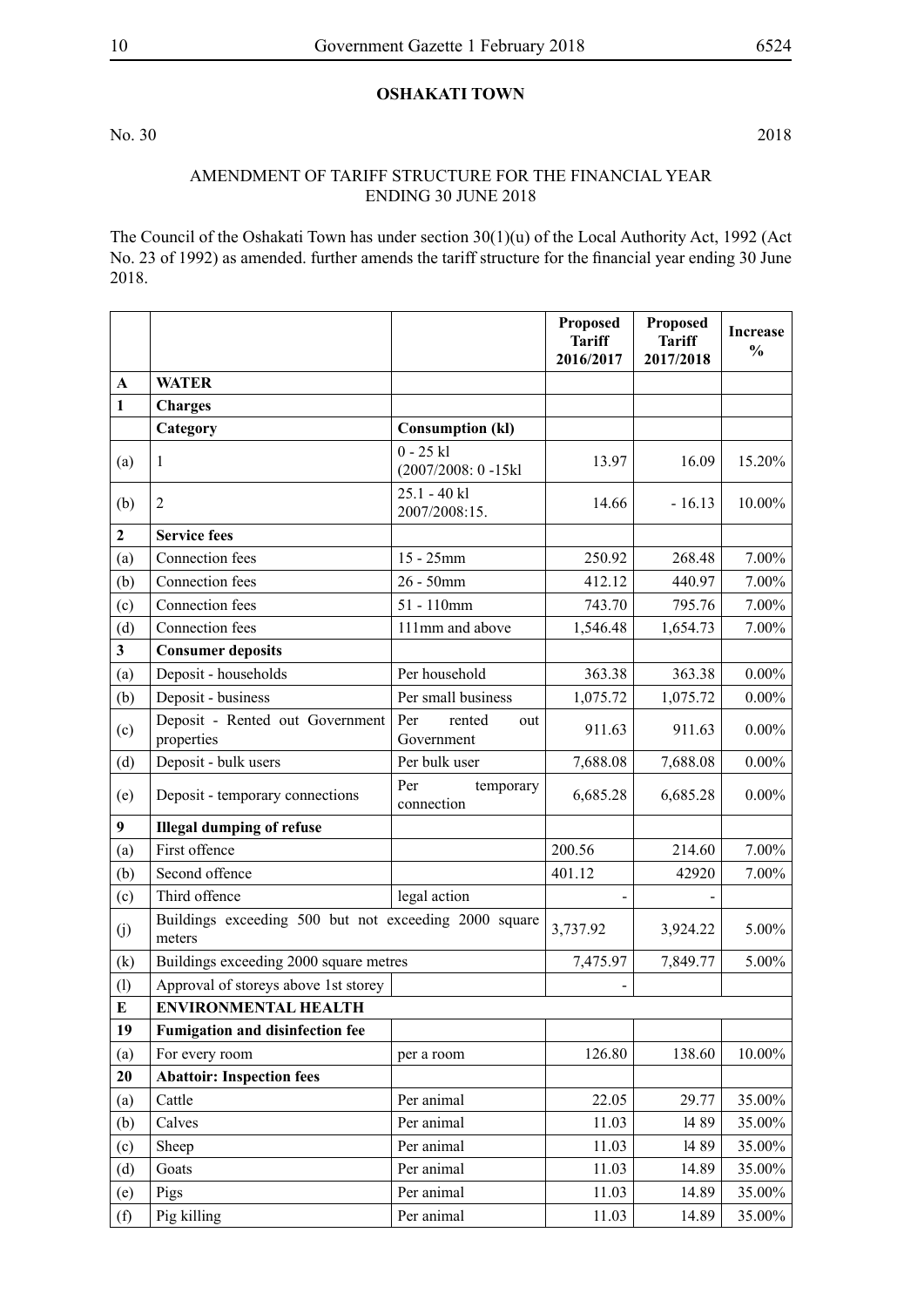## OSHAKATI TOWN

No. 30 2018

AMENDMENT OF TARIFF STRUCTURE FOR THE FINANCIAL YEAR ENDING 30 JUNE 2018

The Council of the Oshakati Town has under section 30(1)(u) of the Local Authority Act, 1992 (Act No. 23 of 1992) as amended. further amends the tariff structure for the financial year ending 30 June 2018.

| | | | Proposed Tariff 2016/2017 | Proposed Tariff 2017/2018 | Increase % |
|---|---|---|---|---|---|
| **A** | **WATER** | | | | |
| **1** | **Charges** | | | | |
| | **Category** | **Consumption (kl)** | | | |
| (a) | 1 | 0 - 25 kl (2007/2008: 0 -15kl | 13.97 | 16.09 | 15.20% |
| (b) | 2 | 25.1 - 40 kl 2007/2008:15. | 14.66 | - 16.13 | 10.00% |
| **2** | **Service fees** | | | | |
| (a) | Connection fees | 15 - 25mm | 250.92 | 268.48 | 7.00% |
| (b) | Connection fees | 26 - 50mm | 412.12 | 440.97 | 7.00% |
| (c) | Connection fees | 51 - 110mm | 743.70 | 795.76 | 7.00% |
| (d) | Connection fees | 111mm and above | 1,546.48 | 1,654.73 | 7.00% |
| **3** | **Consumer deposits** | | | | |
| (a) | Deposit - households | Per household | 363.38 | 363.38 | 0.00% |
| (b) | Deposit - business | Per small business | 1,075.72 | 1,075.72 | 0.00% |
| (c) | Deposit - Rented out Government properties | Per rented out Government | 911.63 | 911.63 | 0.00% |
| (d) | Deposit - bulk users | Per bulk user | 7,688.08 | 7,688.08 | 0.00% |
| (e) | Deposit - temporary connections | Per temporary connection | 6,685.28 | 6,685.28 | 0.00% |
| **9** | **Illegal dumping of refuse** | | | | |
| (a) | First offence | | 200.56 | 214.60 | 7.00% |
| (b) | Second offence | | 401.12 | 42920 | 7.00% |
| (c) | Third offence | legal action | - | - | |
| (j) | Buildings exceeding 500 but not exceeding 2000 square meters | | 3,737.92 | 3,924.22 | 5.00% |
| (k) | Buildings exceeding 2000 square metres | | 7,475.97 | 7,849.77 | 5.00% |
| (l) | Approval of storeys above 1st storey | | - | | |
| **E** | **ENVIRONMENTAL HEALTH** | | | | |
| **19** | **Fumigation and disinfection fee** | | | | |
| (a) | For every room | per a room | 126.80 | 138.60 | 10.00% |
| **20** | **Abattoir: Inspection fees** | | | | |
| (a) | Cattle | Per animal | 22.05 | 29.77 | 35.00% |
| (b) | Calves | Per animal | 11.03 | l4 89 | 35.00% |
| (c) | Sheep | Per animal | 11.03 | l4 89 | 35.00% |
| (d) | Goats | Per animal | 11.03 | 14.89 | 35.00% |
| (e) | Pigs | Per animal | 11.03 | 14.89 | 35.00% |
| (f) | Pig killing | Per animal | 11.03 | 14.89 | 35.00% |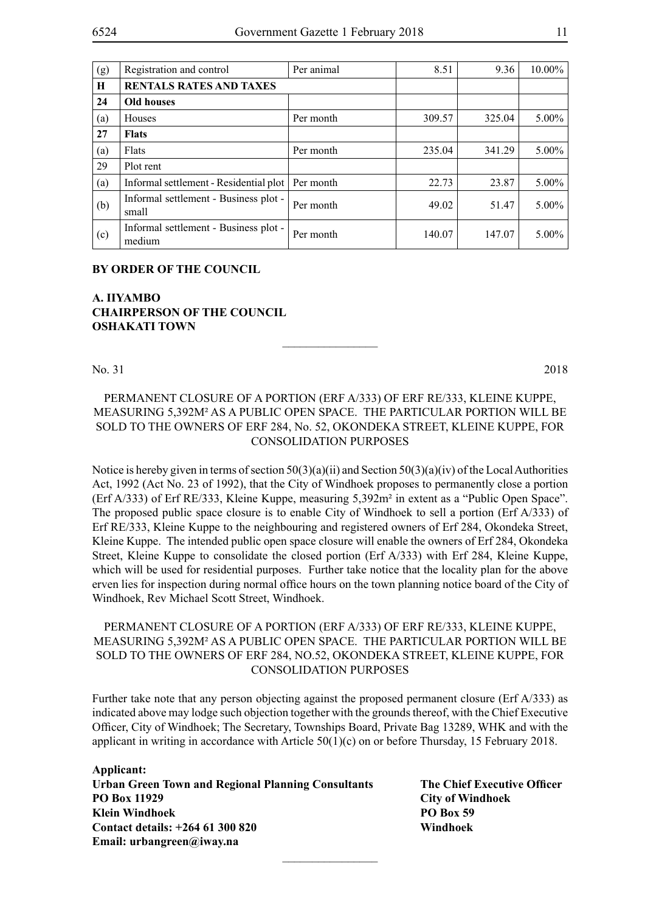| (g) | Registration and control | Per animal | 8.51 | 9.36 | 10.00% |
|---|---|---|---|---|---|
| **H** | **RENTALS RATES AND TAXES** | | | | |
| **24** | **Old houses** | | | | |
| (a) | Houses | Per month | 309.57 | 325.04 | 5.00% |
| **27** | **Flats** | | | | |
| (a) | Flats | Per month | 235.04 | 341.29 | 5.00% |
| 29 | Plot rent | | | | |
| (a) | Informal settlement - Residential plot | Per month | 22.73 | 23.87 | 5.00% |
| (b) | Informal settlement - Business plot - small | Per month | 49.02 | 51.47 | 5.00% |
| (c) | Informal settlement - Business plot - medium | Per month | 140.07 | 147.07 | 5.00% |

**BY ORDER OF THE COUNCIL**

**A. IIYAMBO**
**CHAIRPERSON OF THE COUNCIL**
**OSHAKATI TOWN**

---

No. 31 2018

PERMANENT CLOSURE OF A PORTION (ERF A/333) OF ERF RE/333, KLEINE KUPPE, MEASURING 5,392M² AS A PUBLIC OPEN SPACE. THE PARTICULAR PORTION WILL BE SOLD TO THE OWNERS OF ERF 284, No. 52, OKONDEKA STREET, KLEINE KUPPE, FOR CONSOLIDATION PURPOSES

Notice is hereby given in terms of section 50(3)(a)(ii) and Section 50(3)(a)(iv) of the Local Authorities Act, 1992 (Act No. 23 of 1992), that the City of Windhoek proposes to permanently close a portion (Erf A/333) of Erf RE/333, Kleine Kuppe, measuring 5,392m² in extent as a "Public Open Space". The proposed public space closure is to enable City of Windhoek to sell a portion (Erf A/333) of Erf RE/333, Kleine Kuppe to the neighbouring and registered owners of Erf 284, Okondeka Street, Kleine Kuppe. The intended public open space closure will enable the owners of Erf 284, Okondeka Street, Kleine Kuppe to consolidate the closed portion (Erf A/333) with Erf 284, Kleine Kuppe, which will be used for residential purposes. Further take notice that the locality plan for the above erven lies for inspection during normal office hours on the town planning notice board of the City of Windhoek, Rev Michael Scott Street, Windhoek.

PERMANENT CLOSURE OF A PORTION (ERF A/333) OF ERF RE/333, KLEINE KUPPE, MEASURING 5,392M² AS A PUBLIC OPEN SPACE. THE PARTICULAR PORTION WILL BE SOLD TO THE OWNERS OF ERF 284, NO.52, OKONDEKA STREET, KLEINE KUPPE, FOR CONSOLIDATION PURPOSES

Further take note that any person objecting against the proposed permanent closure (Erf A/333) as indicated above may lodge such objection together with the grounds thereof, with the Chief Executive Officer, City of Windhoek; The Secretary, Townships Board, Private Bag 13289, WHK and with the applicant in writing in accordance with Article 50(1)(c) on or before Thursday, 15 February 2018.

**Applicant:**
**Urban Green Town and Regional Planning Consultants**
**PO Box 11929**
**Klein Windhoek**
**Contact details: +264 61 300 820**
**Email: urbangreen@iway.na**

**The Chief Executive Officer**
**City of Windhoek**
**PO Box 59**
**Windhoek**

---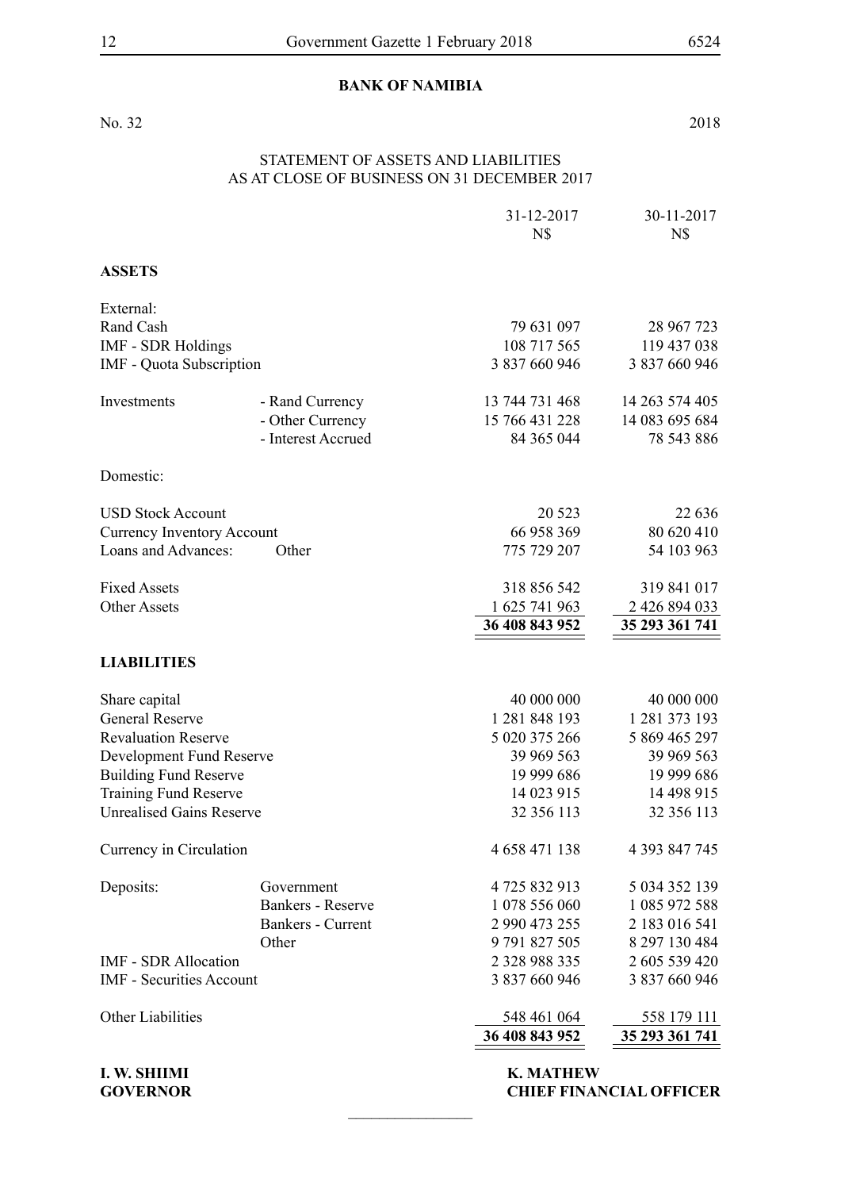## BANK OF NAMIBIA

No. 32 2018

STATEMENT OF ASSETS AND LIABILITIES
AS AT CLOSE OF BUSINESS ON 31 DECEMBER 2017

| | | 31-12-2017<br>N$ | 30-11-2017<br>N$ |
|---|---|---|---|
| **ASSETS** | | | |
| External: | | | |
| Rand Cash | | 79 631 097 | 28 967 723 |
| IMF - SDR Holdings | | 108 717 565 | 119 437 038 |
| IMF - Quota Subscription | | 3 837 660 946 | 3 837 660 946 |
| Investments | - Rand Currency | 13 744 731 468 | 14 263 574 405 |
| | - Other Currency | 15 766 431 228 | 14 083 695 684 |
| | - Interest Accrued | 84 365 044 | 78 543 886 |
| Domestic: | | | |
| USD Stock Account | | 20 523 | 22 636 |
| Currency Inventory Account | | 66 958 369 | 80 620 410 |
| Loans and Advances: | Other | 775 729 207 | 54 103 963 |
| Fixed Assets | | 318 856 542 | 319 841 017 |
| Other Assets | | 1 625 741 963 | 2 426 894 033 |
| | | **36 408 843 952** | **35 293 361 741** |
| **LIABILITIES** | | | |
| Share capital | | 40 000 000 | 40 000 000 |
| General Reserve | | 1 281 848 193 | 1 281 373 193 |
| Revaluation Reserve | | 5 020 375 266 | 5 869 465 297 |
| Development Fund Reserve | | 39 969 563 | 39 969 563 |
| Building Fund Reserve | | 19 999 686 | 19 999 686 |
| Training Fund Reserve | | 14 023 915 | 14 498 915 |
| Unrealised Gains Reserve | | 32 356 113 | 32 356 113 |
| Currency in Circulation | | 4 658 471 138 | 4 393 847 745 |
| Deposits: | Government | 4 725 832 913 | 5 034 352 139 |
| | Bankers - Reserve | 1 078 556 060 | 1 085 972 588 |
| | Bankers - Current | 2 990 473 255 | 2 183 016 541 |
| | Other | 9 791 827 505 | 8 297 130 484 |
| IMF - SDR Allocation | | 2 328 988 335 | 2 605 539 420 |
| IMF - Securities Account | | 3 837 660 946 | 3 837 660 946 |
| Other Liabilities | | 548 461 064 | 558 179 111 |
| | | **36 408 843 952** | **35 293 361 741** |

**I. W. SHIIMI**
**GOVERNOR**

**K. MATHEW**
**CHIEF FINANCIAL OFFICER**